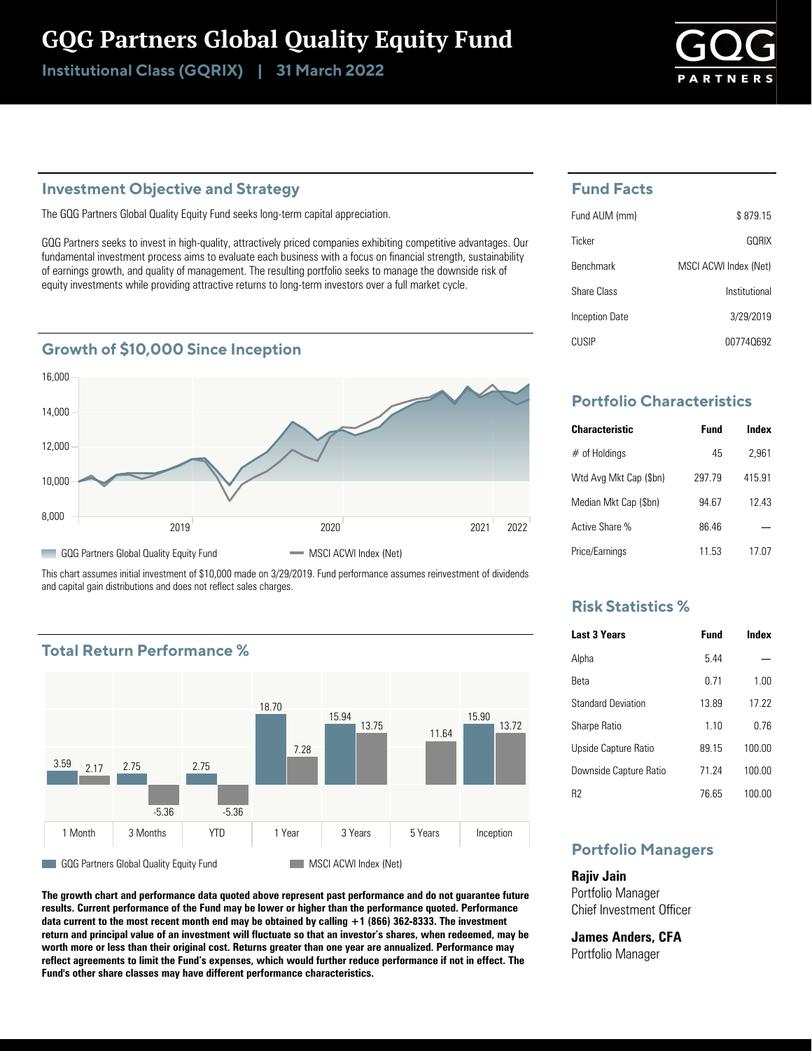# GQG Partners Global Quality Equity Fund

**Institutional Class (GQRIX) | 31 March 2022**

## Investment Objective and Strategy

The GQG Partners Global Quality Equity Fund seeks long-term capital appreciation.

GQG Partners seeks to invest in high-quality, attractively priced companies exhibiting competitive advantages. Our fundamental investment process aims to evaluate each business with a focus on financial strength, sustainability of earnings growth, and quality of management. The resulting portfolio seeks to manage the downside risk of equity investments while providing attractive returns to long-term investors over a full market cycle.

## Growth of $10,000 Since Inception

GQG Partners Global Quality Equity Fund | MSCI ACWI Index (Net)

This chart assumes initial investment of $10,000 made on 3/29/2019. Fund performance assumes reinvestment of dividends and capital gain distributions and does not reflect sales charges.

## Total Return Performance %

| | 1 Month | 3 Months | YTD | 1 Year | 3 Years | 5 Years | Inception |
|---|---|---|---|---|---|---|---|
| GQG Partners Global Quality Equity Fund | 3.59 | 2.75 | 2.75 | 18.70 | 15.94 | | 15.90 |
| MSCI ACWI Index (Net) | 2.17 | -5.36 | -5.36 | 7.28 | 13.75 | 11.64 | 13.72 |

**The growth chart and performance data quoted above represent past performance and do not guarantee future results. Current performance of the Fund may be lower or higher than the performance quoted. Performance data current to the most recent month end may be obtained by calling +1 (866) 362-8333. The investment return and principal value of an investment will fluctuate so that an investor's shares, when redeemed, may be worth more or less than their original cost. Returns greater than one year are annualized. Performance may reflect agreements to limit the Fund's expenses, which would further reduce performance if not in effect. The Fund's other share classes may have different performance characteristics.**

## Fund Facts

| | |
|---|---|
| Fund AUM (mm) | $ 879.15 |
| Ticker | GQRIX |
| Benchmark | MSCI ACWI Index (Net) |
| Share Class | Institutional |
| Inception Date | 3/29/2019 |
| CUSIP | 00774Q692 |

## Portfolio Characteristics

| Characteristic | Fund | Index |
|---|---|---|
| # of Holdings | 45 | 2,961 |
| Wtd Avg Mkt Cap ($bn) | 297.79 | 415.91 |
| Median Mkt Cap ($bn) | 94.67 | 12.43 |
| Active Share % | 86.46 | — |
| Price/Earnings | 11.53 | 17.07 |

## Risk Statistics %

| Last 3 Years | Fund | Index |
|---|---|---|
| Alpha | 5.44 | — |
| Beta | 0.71 | 1.00 |
| Standard Deviation | 13.89 | 17.22 |
| Sharpe Ratio | 1.10 | 0.76 |
| Upside Capture Ratio | 89.15 | 100.00 |
| Downside Capture Ratio | 71.24 | 100.00 |
| R2 | 76.65 | 100.00 |

## Portfolio Managers

**Rajiv Jain**
Portfolio Manager
Chief Investment Officer

**James Anders, CFA**
Portfolio Manager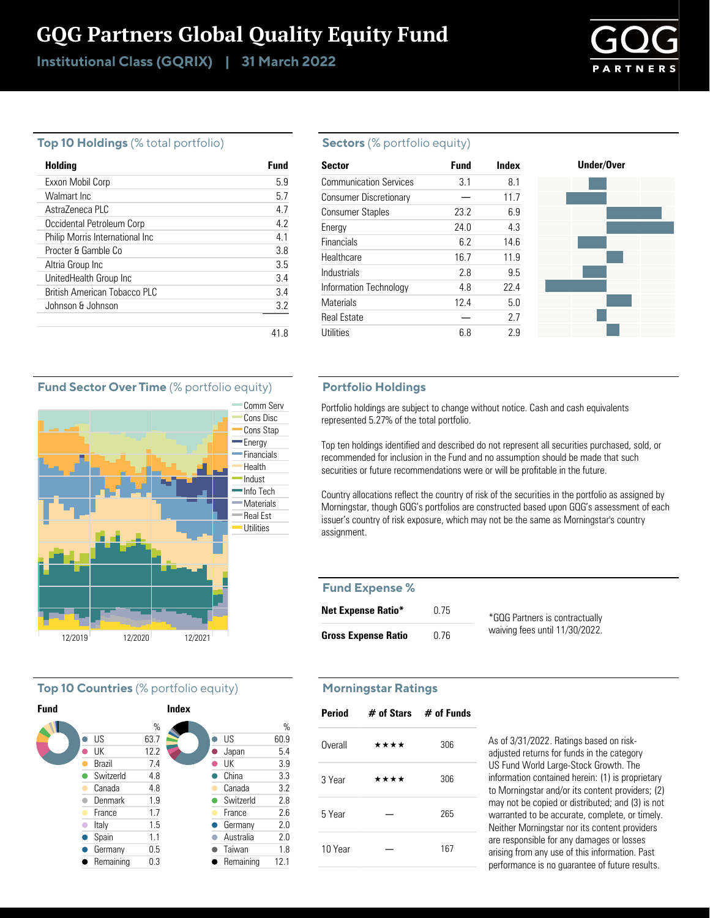# GQG Partners Global Quality Equity Fund

**Institutional Class (GQRIX) | 31 March 2022**

## Top 10 Holdings (% total portfolio)

| Holding | Fund |
|---|---|
| Exxon Mobil Corp | 5.9 |
| Walmart Inc | 5.7 |
| AstraZeneca PLC | 4.7 |
| Occidental Petroleum Corp | 4.2 |
| Philip Morris International Inc | 4.1 |
| Procter & Gamble Co | 3.8 |
| Altria Group Inc | 3.5 |
| UnitedHealth Group Inc | 3.4 |
| British American Tobacco PLC | 3.4 |
| Johnson & Johnson | 3.2 |
| | 41.8 |

## Sectors (% portfolio equity)

| Sector | Fund | Index |
|---|---|---|
| Communication Services | 3.1 | 8.1 |
| Consumer Discretionary | — | 11.7 |
| Consumer Staples | 23.2 | 6.9 |
| Energy | 24.0 | 4.3 |
| Financials | 6.2 | 14.6 |
| Healthcare | 16.7 | 11.9 |
| Industrials | 2.8 | 9.5 |
| Information Technology | 4.8 | 22.4 |
| Materials | 12.4 | 5.0 |
| Real Estate | — | 2.7 |
| Utilities | 6.8 | 2.9 |

## Fund Sector Over Time (% portfolio equity)

Comm Serv, Cons Disc, Cons Stap, Energy, Financials, Health, Indust, Info Tech, Materials, Real Est, Utilities

12/2019 12/2020 12/2021

## Portfolio Holdings

Portfolio holdings are subject to change without notice. Cash and cash equivalents represented 5.27% of the total portfolio.

Top ten holdings identified and described do not represent all securities purchased, sold, or recommended for inclusion in the Fund and no assumption should be made that such securities or future recommendations were or will be profitable in the future.

Country allocations reflect the country of risk of the securities in the portfolio as assigned by Morningstar, though GQG's portfolios are constructed based upon GQG's assessment of each issuer's country of risk exposure, which may not be the same as Morningstar's country assignment.

## Fund Expense %

| | |
|---|---|
| **Net Expense Ratio*** | 0.75 |
| **Gross Expense Ratio** | 0.76 |

*GQG Partners is contractually waiving fees until 11/30/2022.

## Top 10 Countries (% portfolio equity)

**Fund**

| Country | % |
|---|---|
| US | 63.7 |
| UK | 12.2 |
| Brazil | 7.4 |
| Switzerld | 4.8 |
| Canada | 4.8 |
| Denmark | 1.9 |
| France | 1.7 |
| Italy | 1.5 |
| Spain | 1.1 |
| Germany | 0.5 |
| Remaining | 0.3 |

**Index**

| Country | % |
|---|---|
| US | 60.9 |
| Japan | 5.4 |
| UK | 3.9 |
| China | 3.3 |
| Canada | 3.2 |
| Switzerld | 2.8 |
| France | 2.6 |
| Germany | 2.0 |
| Australia | 2.0 |
| Taiwan | 1.8 |
| Remaining | 12.1 |

## Morningstar Ratings

| Period | # of Stars | # of Funds |
|---|---|---|
| Overall | ★★★★ | 306 |
| 3 Year | ★★★★ | 306 |
| 5 Year | — | 265 |
| 10 Year | — | 167 |

As of 3/31/2022. Ratings based on risk-adjusted returns for funds in the category US Fund World Large-Stock Growth. The information contained herein: (1) is proprietary to Morningstar and/or its content providers; (2) may not be copied or distributed; and (3) is not warranted to be accurate, complete, or timely. Neither Morningstar nor its content providers are responsible for any damages or losses arising from any use of this information. Past performance is no guarantee of future results.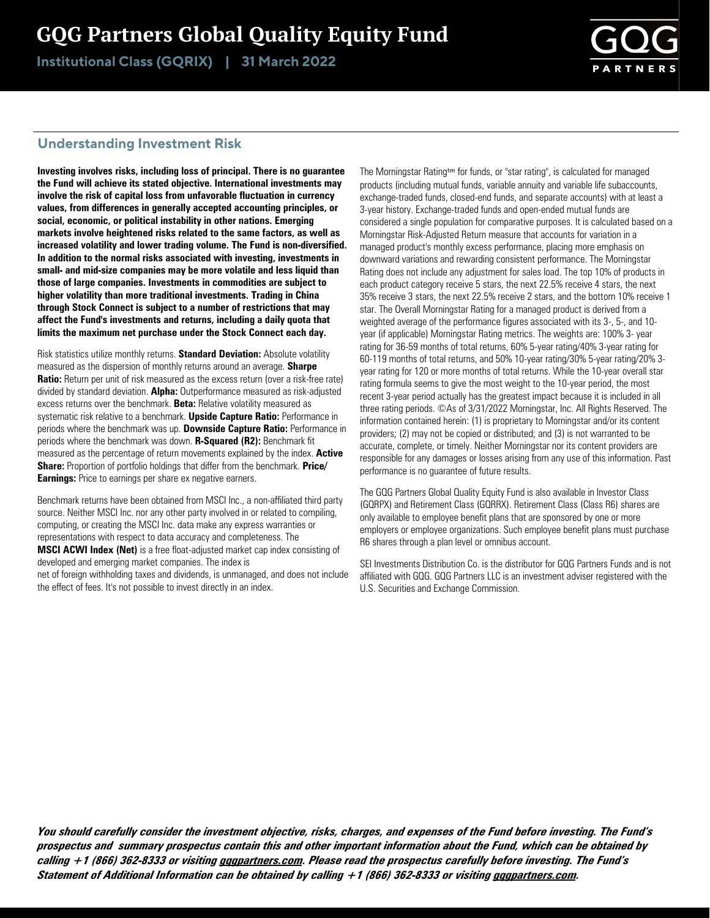# GQG Partners Global Quality Equity Fund

**Institutional Class (GQRIX) | 31 March 2022**

## Understanding Investment Risk

**Investing involves risks, including loss of principal. There is no guarantee the Fund will achieve its stated objective. International investments may involve the risk of capital loss from unfavorable fluctuation in currency values, from differences in generally accepted accounting principles, or social, economic, or political instability in other nations. Emerging markets involve heightened risks related to the same factors, as well as increased volatility and lower trading volume. The Fund is non-diversified. In addition to the normal risks associated with investing, investments in small- and mid-size companies may be more volatile and less liquid than those of large companies. Investments in commodities are subject to higher volatility than more traditional investments. Trading in China through Stock Connect is subject to a number of restrictions that may affect the Fund's investments and returns, including a daily quota that limits the maximum net purchase under the Stock Connect each day.**

Risk statistics utilize monthly returns. **Standard Deviation:** Absolute volatility measured as the dispersion of monthly returns around an average. **Sharpe Ratio:** Return per unit of risk measured as the excess return (over a risk-free rate) divided by standard deviation. **Alpha:** Outperformance measured as risk-adjusted excess returns over the benchmark. **Beta:** Relative volatility measured as systematic risk relative to a benchmark. **Upside Capture Ratio:** Performance in periods where the benchmark was up. **Downside Capture Ratio:** Performance in periods where the benchmark was down. **R-Squared (R2):** Benchmark fit measured as the percentage of return movements explained by the index. **Active Share:** Proportion of portfolio holdings that differ from the benchmark. **Price/ Earnings:** Price to earnings per share ex negative earners.

Benchmark returns have been obtained from MSCI Inc., a non-affiliated third party source. Neither MSCI Inc. nor any other party involved in or related to compiling, computing, or creating the MSCI Inc. data make any express warranties or representations with respect to data accuracy and completeness. The **MSCI ACWI Index (Net)** is a free float-adjusted market cap index consisting of developed and emerging market companies. The index is net of foreign withholding taxes and dividends, is unmanaged, and does not include the effect of fees. It's not possible to invest directly in an index.

The Morningstar Rating™ for funds, or "star rating", is calculated for managed products (including mutual funds, variable annuity and variable life subaccounts, exchange-traded funds, closed-end funds, and separate accounts) with at least a 3-year history. Exchange-traded funds and open-ended mutual funds are considered a single population for comparative purposes. It is calculated based on a Morningstar Risk-Adjusted Return measure that accounts for variation in a managed product's monthly excess performance, placing more emphasis on downward variations and rewarding consistent performance. The Morningstar Rating does not include any adjustment for sales load. The top 10% of products in each product category receive 5 stars, the next 22.5% receive 4 stars, the next 35% receive 3 stars, the next 22.5% receive 2 stars, and the bottom 10% receive 1 star. The Overall Morningstar Rating for a managed product is derived from a weighted average of the performance figures associated with its 3-, 5-, and 10-year (if applicable) Morningstar Rating metrics. The weights are: 100% 3- year rating for 36-59 months of total returns, 60% 5-year rating/40% 3-year rating for 60-119 months of total returns, and 50% 10-year rating/30% 5-year rating/20% 3-year rating for 120 or more months of total returns. While the 10-year overall star rating formula seems to give the most weight to the 10-year period, the most recent 3-year period actually has the greatest impact because it is included in all three rating periods. ©As of 3/31/2022 Morningstar, Inc. All Rights Reserved. The information contained herein: (1) is proprietary to Morningstar and/or its content providers; (2) may not be copied or distributed; and (3) is not warranted to be accurate, complete, or timely. Neither Morningstar nor its content providers are responsible for any damages or losses arising from any use of this information. Past performance is no guarantee of future results.

The GQG Partners Global Quality Equity Fund is also available in Investor Class (GQRPX) and Retirement Class (GQRRX). Retirement Class (Class R6) shares are only available to employee benefit plans that are sponsored by one or more employers or employee organizations. Such employee benefit plans must purchase R6 shares through a plan level or omnibus account.

SEI Investments Distribution Co. is the distributor for GQG Partners Funds and is not affiliated with GQG. GQG Partners LLC is an investment adviser registered with the U.S. Securities and Exchange Commission.

***You should carefully consider the investment objective, risks, charges, and expenses of the Fund before investing. The Fund's prospectus and summary prospectus contain this and other important information about the Fund, which can be obtained by calling +1 (866) 362-8333 or visiting gqgpartners.com. Please read the prospectus carefully before investing. The Fund's Statement of Additional Information can be obtained by calling +1 (866) 362-8333 or visiting gqgpartners.com.***